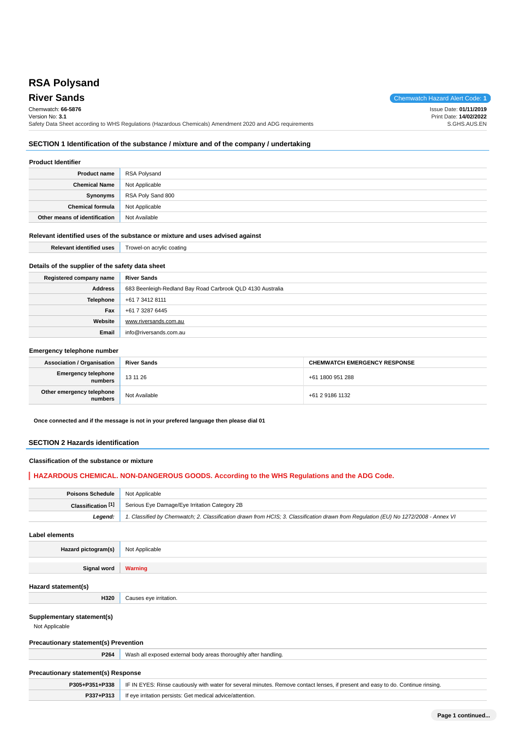# RSA Polysand

## River Sands

Chemwatch Hazard Alert Code: **1**

Chemwatch: **66-5876**
Version No: **3.1**
Safety Data Sheet according to WHS Regulations (Hazardous Chemicals) Amendment 2020 and ADG requirements

Issue Date: **01/11/2019**
Print Date: **14/02/2022**
S.GHS.AUS.EN

## SECTION 1 Identification of the substance / mixture and of the company / undertaking

### Product Identifier

| | |
|---|---|
| **Product name** | RSA Polysand |
| **Chemical Name** | Not Applicable |
| **Synonyms** | RSA Poly Sand 800 |
| **Chemical formula** | Not Applicable |
| **Other means of identification** | Not Available |

### Relevant identified uses of the substance or mixture and uses advised against

| | |
|---|---|
| **Relevant identified uses** | Trowel-on acrylic coating |

### Details of the supplier of the safety data sheet

| | |
|---|---|
| **Registered company name** | **River Sands** |
| **Address** | 683 Beenleigh-Redland Bay Road Carbrook QLD 4130 Australia |
| **Telephone** | +61 7 3412 8111 |
| **Fax** | +61 7 3287 6445 |
| **Website** | www.riversands.com.au |
| **Email** | info@riversands.com.au |

### Emergency telephone number

| **Association / Organisation** | **River Sands** | **CHEMWATCH EMERGENCY RESPONSE** |
|---|---|---|
| **Emergency telephone numbers** | 13 11 26 | +61 1800 951 288 |
| **Other emergency telephone numbers** | Not Available | +61 2 9186 1132 |

**Once connected and if the message is not in your prefered language then please dial 01**

## SECTION 2 Hazards identification

### Classification of the substance or mixture

**HAZARDOUS CHEMICAL. NON-DANGEROUS GOODS. According to the WHS Regulations and the ADG Code.**

| | |
|---|---|
| **Poisons Schedule** | Not Applicable |
| **Classification [1]** | Serious Eye Damage/Eye Irritation Category 2B |
| ***Legend:*** | *1. Classified by Chemwatch; 2. Classification drawn from HCIS; 3. Classification drawn from Regulation (EU) No 1272/2008 - Annex VI* |

### Label elements

| | |
|---|---|
| **Hazard pictogram(s)** | Not Applicable |
| **Signal word** | **Warning** |

### Hazard statement(s)

| | |
|---|---|
| **H320** | Causes eye irritation. |

### Supplementary statement(s)

Not Applicable

### Precautionary statement(s) Prevention

| | |
|---|---|
| **P264** | Wash all exposed external body areas thoroughly after handling. |

### Precautionary statement(s) Response

| | |
|---|---|
| **P305+P351+P338** | IF IN EYES: Rinse cautiously with water for several minutes. Remove contact lenses, if present and easy to do. Continue rinsing. |
| **P337+P313** | If eye irritation persists: Get medical advice/attention. |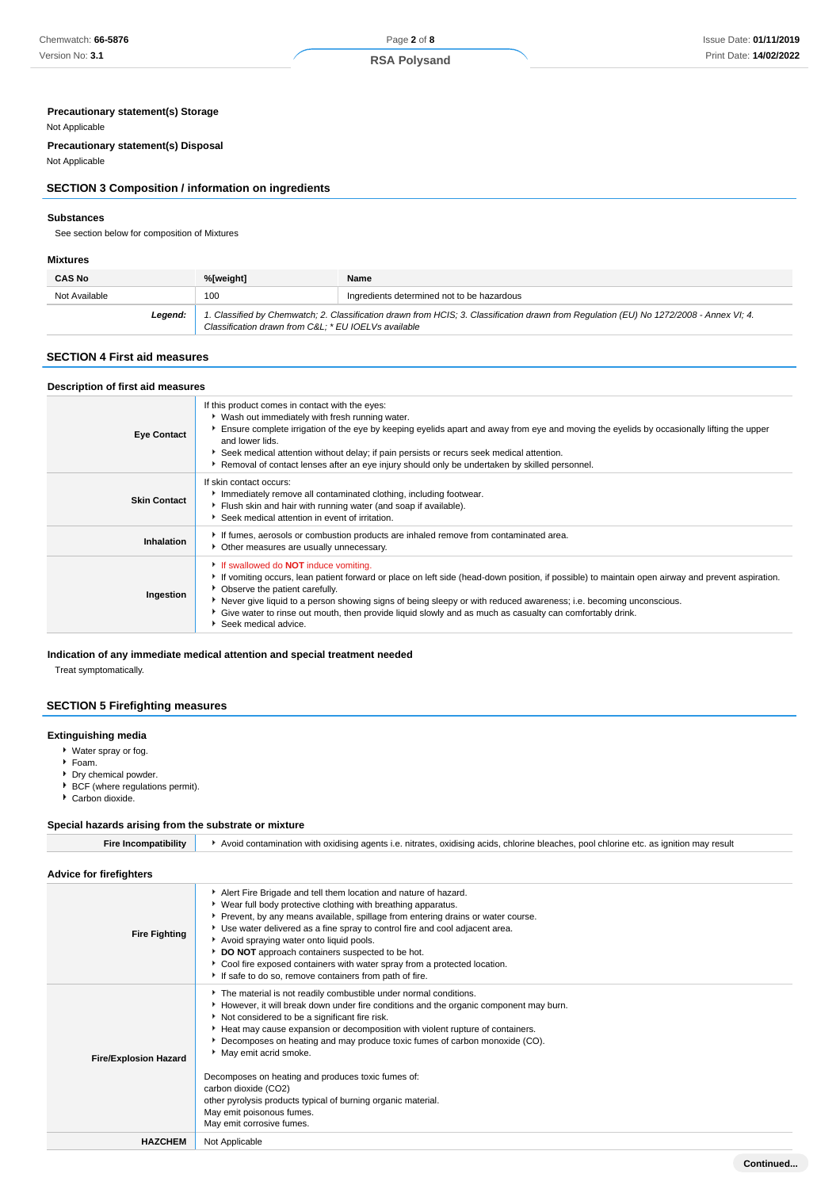**Precautionary statement(s) Storage**

Not Applicable

**Precautionary statement(s) Disposal**

Not Applicable

## SECTION 3 Composition / information on ingredients

### Substances

See section below for composition of Mixtures

### Mixtures

| CAS No | %[weight] | Name |
|---|---|---|
| Not Available | 100 | Ingredients determined not to be hazardous |
| ***Legend:*** | *1. Classified by Chemwatch; 2. Classification drawn from HCIS; 3. Classification drawn from Regulation (EU) No 1272/2008 - Annex VI; 4. Classification drawn from C&L; * EU IOELVs available* | |

## SECTION 4 First aid measures

### Description of first aid measures

| | |
|---|---|
| **Eye Contact** | If this product comes in contact with the eyes:<br>▸ Wash out immediately with fresh running water.<br>▸ Ensure complete irrigation of the eye by keeping eyelids apart and away from eye and moving the eyelids by occasionally lifting the upper and lower lids.<br>▸ Seek medical attention without delay; if pain persists or recurs seek medical attention.<br>▸ Removal of contact lenses after an eye injury should only be undertaken by skilled personnel. |
| **Skin Contact** | If skin contact occurs:<br>▸ Immediately remove all contaminated clothing, including footwear.<br>▸ Flush skin and hair with running water (and soap if available).<br>▸ Seek medical attention in event of irritation. |
| **Inhalation** | ▸ If fumes, aerosols or combustion products are inhaled remove from contaminated area.<br>▸ Other measures are usually unnecessary. |
| **Ingestion** | ▸ If swallowed do **NOT** induce vomiting.<br>▸ If vomiting occurs, lean patient forward or place on left side (head-down position, if possible) to maintain open airway and prevent aspiration.<br>▸ Observe the patient carefully.<br>▸ Never give liquid to a person showing signs of being sleepy or with reduced awareness; i.e. becoming unconscious.<br>▸ Give water to rinse out mouth, then provide liquid slowly and as much as casualty can comfortably drink.<br>▸ Seek medical advice. |

### Indication of any immediate medical attention and special treatment needed

Treat symptomatically.

## SECTION 5 Firefighting measures

### Extinguishing media

- Water spray or fog.
- Foam.
- Dry chemical powder.
- BCF (where regulations permit).
- Carbon dioxide.

### Special hazards arising from the substrate or mixture

| | |
|---|---|
| **Fire Incompatibility** | ▸ Avoid contamination with oxidising agents i.e. nitrates, oxidising acids, chlorine bleaches, pool chlorine etc. as ignition may result |

### Advice for firefighters

| | |
|---|---|
| **Fire Fighting** | ▸ Alert Fire Brigade and tell them location and nature of hazard.<br>▸ Wear full body protective clothing with breathing apparatus.<br>▸ Prevent, by any means available, spillage from entering drains or water course.<br>▸ Use water delivered as a fine spray to control fire and cool adjacent area.<br>▸ Avoid spraying water onto liquid pools.<br>▸ **DO NOT** approach containers suspected to be hot.<br>▸ Cool fire exposed containers with water spray from a protected location.<br>▸ If safe to do so, remove containers from path of fire. |
| **Fire/Explosion Hazard** | ▸ The material is not readily combustible under normal conditions.<br>▸ However, it will break down under fire conditions and the organic component may burn.<br>▸ Not considered to be a significant fire risk.<br>▸ Heat may cause expansion or decomposition with violent rupture of containers.<br>▸ Decomposes on heating and may produce toxic fumes of carbon monoxide (CO).<br>▸ May emit acrid smoke.<br><br>Decomposes on heating and produces toxic fumes of:<br>carbon dioxide ($CO_2$)<br>other pyrolysis products typical of burning organic material.<br>May emit poisonous fumes.<br>May emit corrosive fumes. |
| **HAZCHEM** | Not Applicable |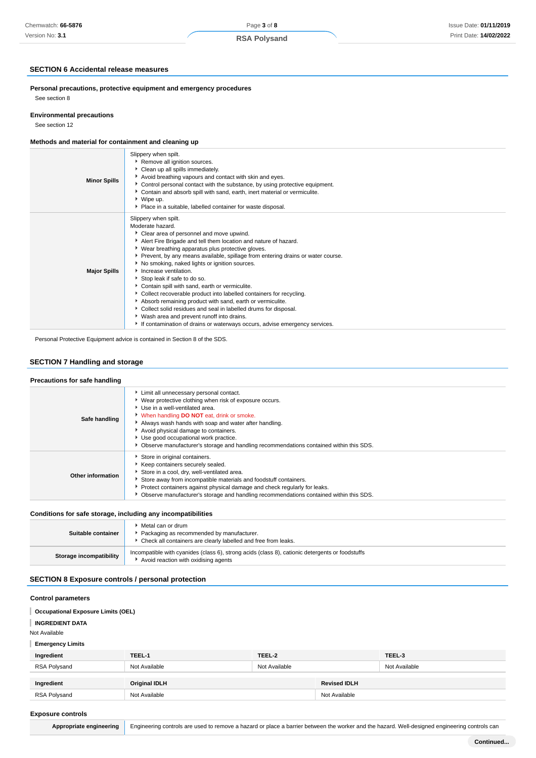## SECTION 6 Accidental release measures

### Personal precautions, protective equipment and emergency procedures

See section 8

### Environmental precautions

See section 12

### Methods and material for containment and cleaning up

| | |
|---|---|
| **Minor Spills** | Slippery when spilt.<br>▸ Remove all ignition sources.<br>▸ Clean up all spills immediately.<br>▸ Avoid breathing vapours and contact with skin and eyes.<br>▸ Control personal contact with the substance, by using protective equipment.<br>▸ Contain and absorb spill with sand, earth, inert material or vermiculite.<br>▸ Wipe up.<br>▸ Place in a suitable, labelled container for waste disposal. |
| **Major Spills** | Slippery when spilt.<br>Moderate hazard.<br>▸ Clear area of personnel and move upwind.<br>▸ Alert Fire Brigade and tell them location and nature of hazard.<br>▸ Wear breathing apparatus plus protective gloves.<br>▸ Prevent, by any means available, spillage from entering drains or water course.<br>▸ No smoking, naked lights or ignition sources.<br>▸ Increase ventilation.<br>▸ Stop leak if safe to do so.<br>▸ Contain spill with sand, earth or vermiculite.<br>▸ Collect recoverable product into labelled containers for recycling.<br>▸ Absorb remaining product with sand, earth or vermiculite.<br>▸ Collect solid residues and seal in labelled drums for disposal.<br>▸ Wash area and prevent runoff into drains.<br>▸ If contamination of drains or waterways occurs, advise emergency services. |

Personal Protective Equipment advice is contained in Section 8 of the SDS.

## SECTION 7 Handling and storage

### Precautions for safe handling

| | |
|---|---|
| **Safe handling** | ▸ Limit all unnecessary personal contact.<br>▸ Wear protective clothing when risk of exposure occurs.<br>▸ Use in a well-ventilated area.<br>▸ When handling **DO NOT** eat, drink or smoke.<br>▸ Always wash hands with soap and water after handling.<br>▸ Avoid physical damage to containers.<br>▸ Use good occupational work practice.<br>▸ Observe manufacturer's storage and handling recommendations contained within this SDS. |
| **Other information** | ▸ Store in original containers.<br>▸ Keep containers securely sealed.<br>▸ Store in a cool, dry, well-ventilated area.<br>▸ Store away from incompatible materials and foodstuff containers.<br>▸ Protect containers against physical damage and check regularly for leaks.<br>▸ Observe manufacturer's storage and handling recommendations contained within this SDS. |

### Conditions for safe storage, including any incompatibilities

| | |
|---|---|
| **Suitable container** | ▸ Metal can or drum<br>▸ Packaging as recommended by manufacturer.<br>▸ Check all containers are clearly labelled and free from leaks. |
| **Storage incompatibility** | Incompatible with cyanides (class 6), strong acids (class 8), cationic detergents or foodstuffs<br>▸ Avoid reaction with oxidising agents |

## SECTION 8 Exposure controls / personal protection

### Control parameters

**Occupational Exposure Limits (OEL)**

**INGREDIENT DATA**

Not Available

**Emergency Limits**

| Ingredient | TEEL-1 | TEEL-2 | TEEL-3 |
|---|---|---|---|
| RSA Polysand | Not Available | Not Available | Not Available |

| Ingredient | Original IDLH | Revised IDLH |
|---|---|---|
| RSA Polysand | Not Available | Not Available |

### Exposure controls

| | |
|---|---|
| **Appropriate engineering** | Engineering controls are used to remove a hazard or place a barrier between the worker and the hazard. Well-designed engineering controls can |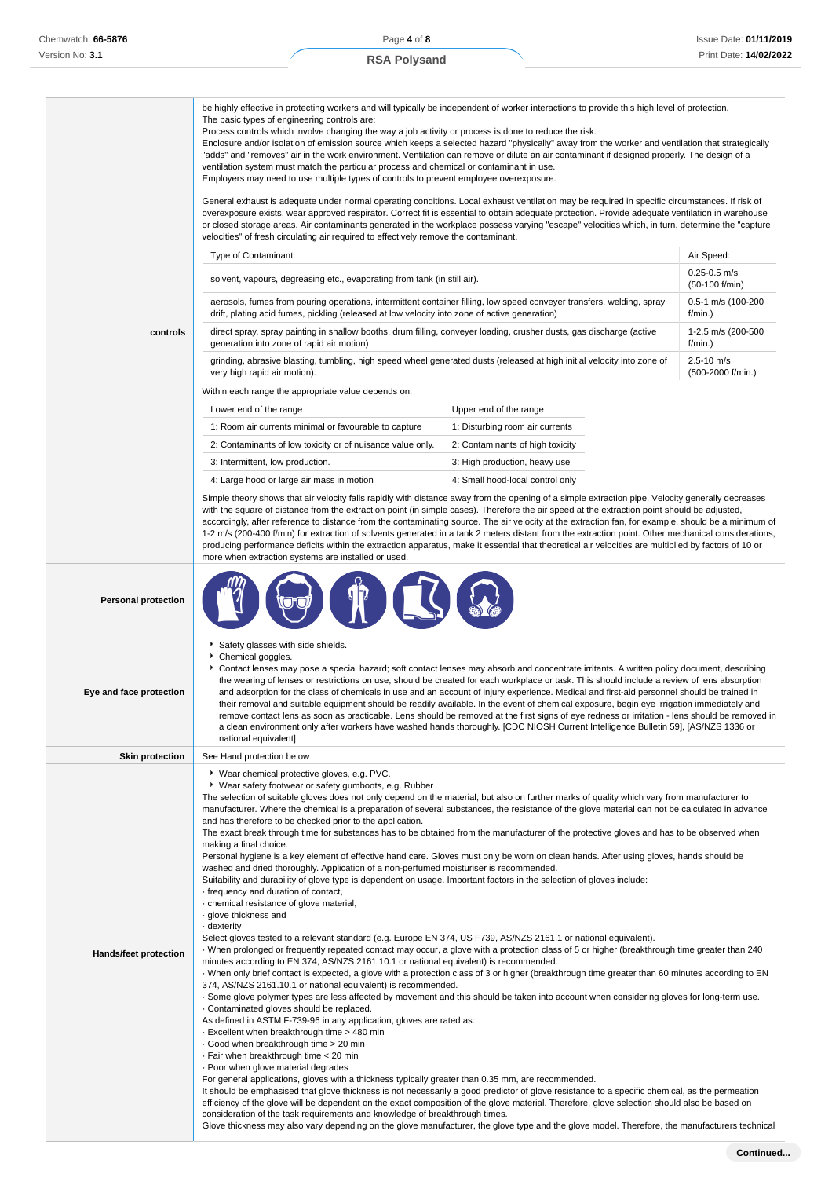| | |
|---|---|
| **controls** | be highly effective in protecting workers and will typically be independent of worker interactions to provide this high level of protection.<br>The basic types of engineering controls are:<br>Process controls which involve changing the way a job activity or process is done to reduce the risk.<br>Enclosure and/or isolation of emission source which keeps a selected hazard "physically" away from the worker and ventilation that strategically "adds" and "removes" air in the work environment. Ventilation can remove or dilute an air contaminant if designed properly. The design of a ventilation system must match the particular process and chemical or contaminant in use.<br>Employers may need to use multiple types of controls to prevent employee overexposure.<br><br>General exhaust is adequate under normal operating conditions. Local exhaust ventilation may be required in specific circumstances. If risk of overexposure exists, wear approved respirator. Correct fit is essential to obtain adequate protection. Provide adequate ventilation in warehouse or closed storage areas. Air contaminants generated in the workplace possess varying "escape" velocities which, in turn, determine the "capture velocities" of fresh circulating air required to effectively remove the contaminant. |

| Type of Contaminant: | Air Speed: |
|---|---|
| solvent, vapours, degreasing etc., evaporating from tank (in still air). | 0.25-0.5 m/s (50-100 f/min) |
| aerosols, fumes from pouring operations, intermittent container filling, low speed conveyer transfers, welding, spray drift, plating acid fumes, pickling (released at low velocity into zone of active generation) | 0.5-1 m/s (100-200 f/min.) |
| direct spray, spray painting in shallow booths, drum filling, conveyer loading, crusher dusts, gas discharge (active generation into zone of rapid air motion) | 1-2.5 m/s (200-500 f/min.) |
| grinding, abrasive blasting, tumbling, high speed wheel generated dusts (released at high initial velocity into zone of very high rapid air motion). | 2.5-10 m/s (500-2000 f/min.) |

Within each range the appropriate value depends on:

| Lower end of the range | Upper end of the range |
|---|---|
| 1: Room air currents minimal or favourable to capture | 1: Disturbing room air currents |
| 2: Contaminants of low toxicity or of nuisance value only. | 2: Contaminants of high toxicity |
| 3: Intermittent, low production. | 3: High production, heavy use |
| 4: Large hood or large air mass in motion | 4: Small hood-local control only |

Simple theory shows that air velocity falls rapidly with distance away from the opening of a simple extraction pipe. Velocity generally decreases with the square of distance from the extraction point (in simple cases). Therefore the air speed at the extraction point should be adjusted, accordingly, after reference to distance from the contaminating source. The air velocity at the extraction fan, for example, should be a minimum of 1-2 m/s (200-400 f/min) for extraction of solvents generated in a tank 2 meters distant from the extraction point. Other mechanical considerations, producing performance deficits within the extraction apparatus, make it essential that theoretical air velocities are multiplied by factors of 10 or more when extraction systems are installed or used.

**Personal protection**

**Eye and face protection**

- Safety glasses with side shields.
- Chemical goggles.
- Contact lenses may pose a special hazard; soft contact lenses may absorb and concentrate irritants. A written policy document, describing the wearing of lenses or restrictions on use, should be created for each workplace or task. This should include a review of lens absorption and adsorption for the class of chemicals in use and an account of injury experience. Medical and first-aid personnel should be trained in their removal and suitable equipment should be readily available. In the event of chemical exposure, begin eye irrigation immediately and remove contact lens as soon as practicable. Lens should be removed at the first signs of eye redness or irritation - lens should be removed in a clean environment only after workers have washed hands thoroughly. [CDC NIOSH Current Intelligence Bulletin 59], [AS/NZS 1336 or national equivalent]

**Skin protection**

See Hand protection below

**Hands/feet protection**

- Wear chemical protective gloves, e.g. PVC.
- Wear safety footwear or safety gumboots, e.g. Rubber

The selection of suitable gloves does not only depend on the material, but also on further marks of quality which vary from manufacturer to manufacturer. Where the chemical is a preparation of several substances, the resistance of the glove material can not be calculated in advance and has therefore to be checked prior to the application.
The exact break through time for substances has to be obtained from the manufacturer of the protective gloves and has to be observed when making a final choice.
Personal hygiene is a key element of effective hand care. Gloves must only be worn on clean hands. After using gloves, hands should be washed and dried thoroughly. Application of a non-perfumed moisturiser is recommended.
Suitability and durability of glove type is dependent on usage. Important factors in the selection of gloves include:
· frequency and duration of contact,
· chemical resistance of glove material,
· glove thickness and
· dexterity
Select gloves tested to a relevant standard (e.g. Europe EN 374, US F739, AS/NZS 2161.1 or national equivalent).
· When prolonged or frequently repeated contact may occur, a glove with a protection class of 5 or higher (breakthrough time greater than 240 minutes according to EN 374, AS/NZS 2161.10.1 or national equivalent) is recommended.
· When only brief contact is expected, a glove with a protection class of 3 or higher (breakthrough time greater than 60 minutes according to EN 374, AS/NZS 2161.10.1 or national equivalent) is recommended.
· Some glove polymer types are less affected by movement and this should be taken into account when considering gloves for long-term use.
· Contaminated gloves should be replaced.
As defined in ASTM F-739-96 in any application, gloves are rated as:
· Excellent when breakthrough time > 480 min
· Good when breakthrough time > 20 min
· Fair when breakthrough time < 20 min
· Poor when glove material degrades
For general applications, gloves with a thickness typically greater than 0.35 mm, are recommended.
It should be emphasised that glove thickness is not necessarily a good predictor of glove resistance to a specific chemical, as the permeation efficiency of the glove will be dependent on the exact composition of the glove material. Therefore, glove selection should also be based on consideration of the task requirements and knowledge of breakthrough times.
Glove thickness may also vary depending on the glove manufacturer, the glove type and the glove model. Therefore, the manufacturers technical

**Continued...**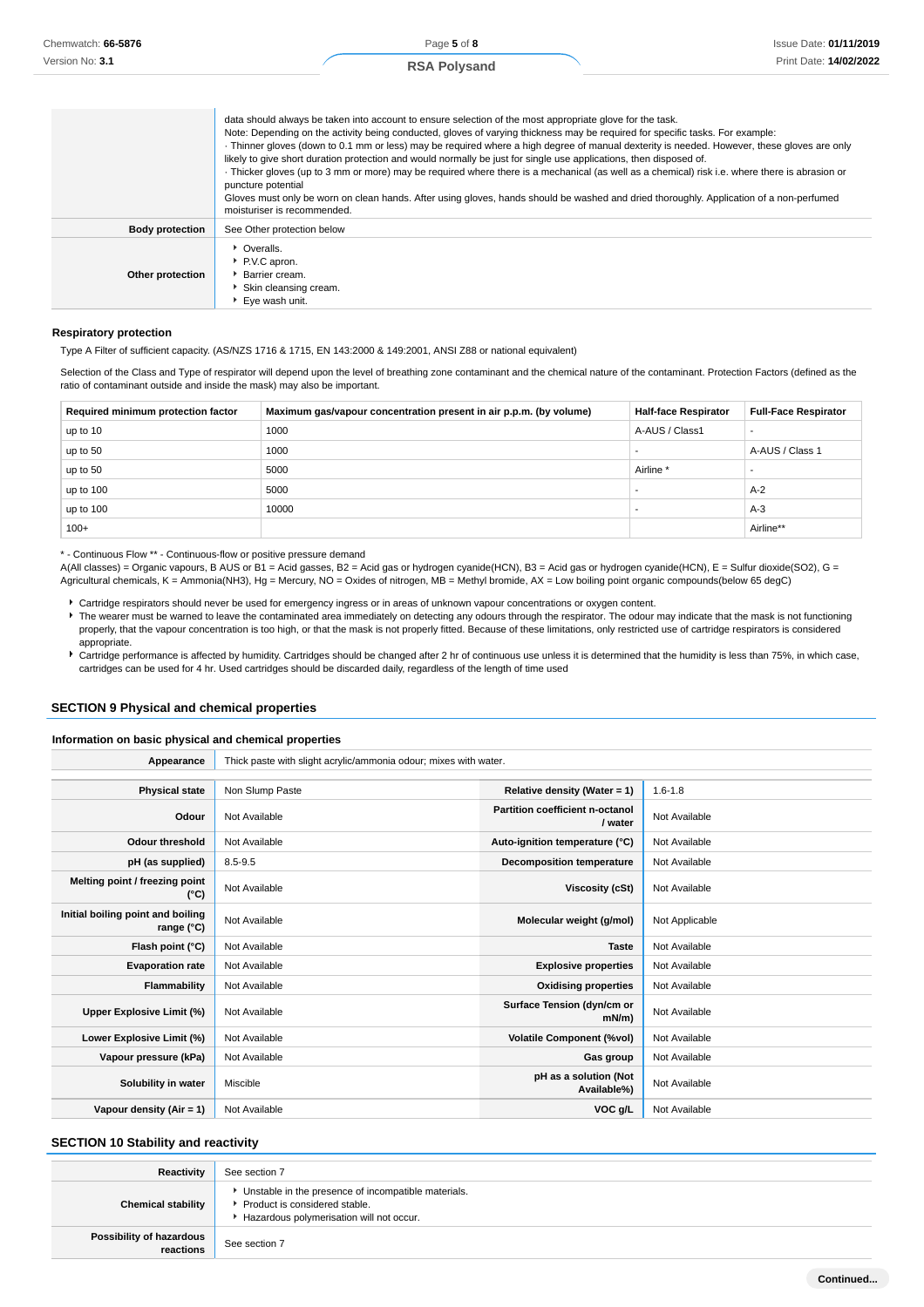| | |
|---|---|
| | data should always be taken into account to ensure selection of the most appropriate glove for the task.<br>Note: Depending on the activity being conducted, gloves of varying thickness may be required for specific tasks. For example:<br>· Thinner gloves (down to 0.1 mm or less) may be required where a high degree of manual dexterity is needed. However, these gloves are only likely to give short duration protection and would normally be just for single use applications, then disposed of.<br>· Thicker gloves (up to 3 mm or more) may be required where there is a mechanical (as well as a chemical) risk i.e. where there is abrasion or puncture potential<br>Gloves must only be worn on clean hands. After using gloves, hands should be washed and dried thoroughly. Application of a non-perfumed moisturiser is recommended. |
| **Body protection** | See Other protection below |
| **Other protection** | ▸ Overalls.<br>▸ P.V.C apron.<br>▸ Barrier cream.<br>▸ Skin cleansing cream.<br>▸ Eye wash unit. |

#### Respiratory protection

Type A Filter of sufficient capacity. (AS/NZS 1716 & 1715, EN 143:2000 & 149:2001, ANSI Z88 or national equivalent)

Selection of the Class and Type of respirator will depend upon the level of breathing zone contaminant and the chemical nature of the contaminant. Protection Factors (defined as the ratio of contaminant outside and inside the mask) may also be important.

| Required minimum protection factor | Maximum gas/vapour concentration present in air p.p.m. (by volume) | Half-face Respirator | Full-Face Respirator |
|---|---|---|---|
| up to 10 | 1000 | A-AUS / Class1 | - |
| up to 50 | 1000 | - | A-AUS / Class 1 |
| up to 50 | 5000 | Airline * | - |
| up to 100 | 5000 | - | A-2 |
| up to 100 | 10000 | - | A-3 |
| 100+ | | | Airline** |

* - Continuous Flow ** - Continuous-flow or positive pressure demand
A(All classes) = Organic vapours, B AUS or B1 = Acid gasses, B2 = Acid gas or hydrogen cyanide(HCN), B3 = Acid gas or hydrogen cyanide(HCN), E = Sulfur dioxide(SO2), G = Agricultural chemicals, K = Ammonia(NH3), Hg = Mercury, NO = Oxides of nitrogen, MB = Methyl bromide, AX = Low boiling point organic compounds(below 65 degC)

- Cartridge respirators should never be used for emergency ingress or in areas of unknown vapour concentrations or oxygen content.
- The wearer must be warned to leave the contaminated area immediately on detecting any odours through the respirator. The odour may indicate that the mask is not functioning properly, that the vapour concentration is too high, or that the mask is not properly fitted. Because of these limitations, only restricted use of cartridge respirators is considered appropriate.
- Cartridge performance is affected by humidity. Cartridges should be changed after 2 hr of continuous use unless it is determined that the humidity is less than 75%, in which case, cartridges can be used for 4 hr. Used cartridges should be discarded daily, regardless of the length of time used

## SECTION 9 Physical and chemical properties

### Information on basic physical and chemical properties

| | |
|---|---|
| **Appearance** | Thick paste with slight acrylic/ammonia odour; mixes with water. |

| | | | |
|---|---|---|---|
| **Physical state** | Non Slump Paste | **Relative density (Water = 1)** | 1.6-1.8 |
| **Odour** | Not Available | **Partition coefficient n-octanol / water** | Not Available |
| **Odour threshold** | Not Available | **Auto-ignition temperature (°C)** | Not Available |
| **pH (as supplied)** | 8.5-9.5 | **Decomposition temperature** | Not Available |
| **Melting point / freezing point (°C)** | Not Available | **Viscosity (cSt)** | Not Available |
| **Initial boiling point and boiling range (°C)** | Not Available | **Molecular weight (g/mol)** | Not Applicable |
| **Flash point (°C)** | Not Available | **Taste** | Not Available |
| **Evaporation rate** | Not Available | **Explosive properties** | Not Available |
| **Flammability** | Not Available | **Oxidising properties** | Not Available |
| **Upper Explosive Limit (%)** | Not Available | **Surface Tension (dyn/cm or mN/m)** | Not Available |
| **Lower Explosive Limit (%)** | Not Available | **Volatile Component (%vol)** | Not Available |
| **Vapour pressure (kPa)** | Not Available | **Gas group** | Not Available |
| **Solubility in water** | Miscible | **pH as a solution (Not Available%)** | Not Available |
| **Vapour density (Air = 1)** | Not Available | **VOC g/L** | Not Available |

## SECTION 10 Stability and reactivity

| | |
|---|---|
| **Reactivity** | See section 7 |
| **Chemical stability** | ▸ Unstable in the presence of incompatible materials.<br>▸ Product is considered stable.<br>▸ Hazardous polymerisation will not occur. |
| **Possibility of hazardous reactions** | See section 7 |

Continued...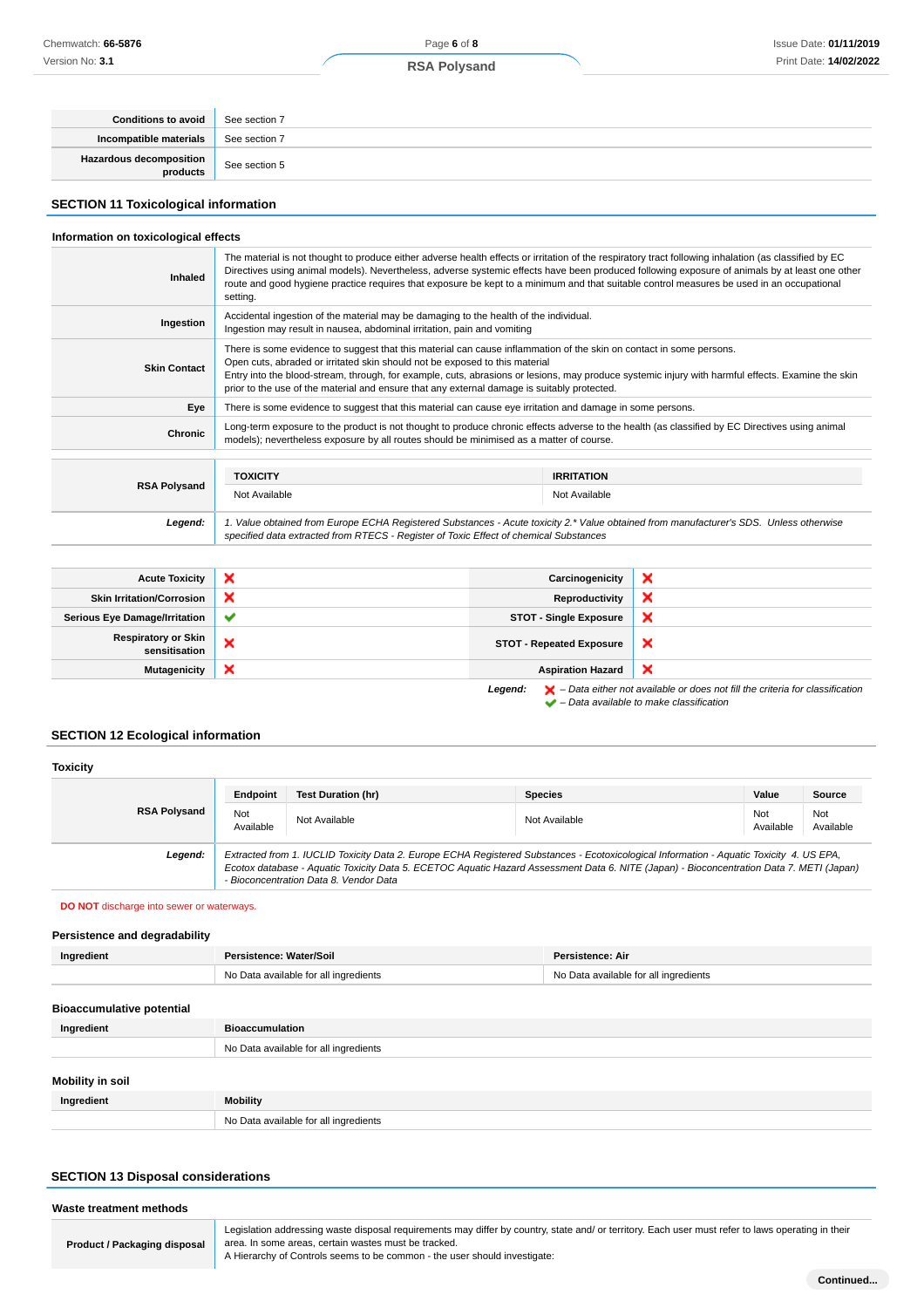| | |
|---|---|
| **Conditions to avoid** | See section 7 |
| **Incompatible materials** | See section 7 |
| **Hazardous decomposition products** | See section 5 |

## SECTION 11 Toxicological information

### Information on toxicological effects

| | |
|---|---|
| **Inhaled** | The material is not thought to produce either adverse health effects or irritation of the respiratory tract following inhalation (as classified by EC Directives using animal models). Nevertheless, adverse systemic effects have been produced following exposure of animals by at least one other route and good hygiene practice requires that exposure be kept to a minimum and that suitable control measures be used in an occupational setting. |
| **Ingestion** | Accidental ingestion of the material may be damaging to the health of the individual.<br>Ingestion may result in nausea, abdominal irritation, pain and vomiting |
| **Skin Contact** | There is some evidence to suggest that this material can cause inflammation of the skin on contact in some persons.<br>Open cuts, abraded or irritated skin should not be exposed to this material<br>Entry into the blood-stream, through, for example, cuts, abrasions or lesions, may produce systemic injury with harmful effects. Examine the skin prior to the use of the material and ensure that any external damage is suitably protected. |
| **Eye** | There is some evidence to suggest that this material can cause eye irritation and damage in some persons. |
| **Chronic** | Long-term exposure to the product is not thought to produce chronic effects adverse to the health (as classified by EC Directives using animal models); nevertheless exposure by all routes should be minimised as a matter of course. |

| | TOXICITY | IRRITATION |
|---|---|---|
| **RSA Polysand** | Not Available | Not Available |
| ***Legend:*** | *1. Value obtained from Europe ECHA Registered Substances - Acute toxicity 2.\* Value obtained from manufacturer's SDS. Unless otherwise specified data extracted from RTECS - Register of Toxic Effect of chemical Substances* | |

| | | | |
|---|---|---|---|
| **Acute Toxicity** | ❌ | **Carcinogenicity** | ❌ |
| **Skin Irritation/Corrosion** | ❌ | **Reproductivity** | ❌ |
| **Serious Eye Damage/Irritation** | ✔ | **STOT - Single Exposure** | ❌ |
| **Respiratory or Skin sensitisation** | ❌ | **STOT - Repeated Exposure** | ❌ |
| **Mutagenicity** | ❌ | **Aspiration Hazard** | ❌ |

***Legend:*** ❌ *– Data either not available or does not fill the criteria for classification*
✔ *– Data available to make classification*

## SECTION 12 Ecological information

### Toxicity

| | Endpoint | Test Duration (hr) | Species | Value | Source |
|---|---|---|---|---|---|
| **RSA Polysand** | Not Available | Not Available | Not Available | Not Available | Not Available |
| ***Legend:*** | *Extracted from 1. IUCLID Toxicity Data 2. Europe ECHA Registered Substances - Ecotoxicological Information - Aquatic Toxicity 4. US EPA, Ecotox database - Aquatic Toxicity Data 5. ECETOC Aquatic Hazard Assessment Data 6. NITE (Japan) - Bioconcentration Data 7. METI (Japan) - Bioconcentration Data 8. Vendor Data* | | | | |

**DO NOT** discharge into sewer or waterways.

### Persistence and degradability

| Ingredient | Persistence: Water/Soil | Persistence: Air |
|---|---|---|
| | No Data available for all ingredients | No Data available for all ingredients |

### Bioaccumulative potential

| Ingredient | Bioaccumulation |
|---|---|
| | No Data available for all ingredients |

### Mobility in soil

| Ingredient | Mobility |
|---|---|
| | No Data available for all ingredients |

## SECTION 13 Disposal considerations

### Waste treatment methods

| | |
|---|---|
| **Product / Packaging disposal** | Legislation addressing waste disposal requirements may differ by country, state and/ or territory. Each user must refer to laws operating in their area. In some areas, certain wastes must be tracked.<br>A Hierarchy of Controls seems to be common - the user should investigate: |

**Continued...**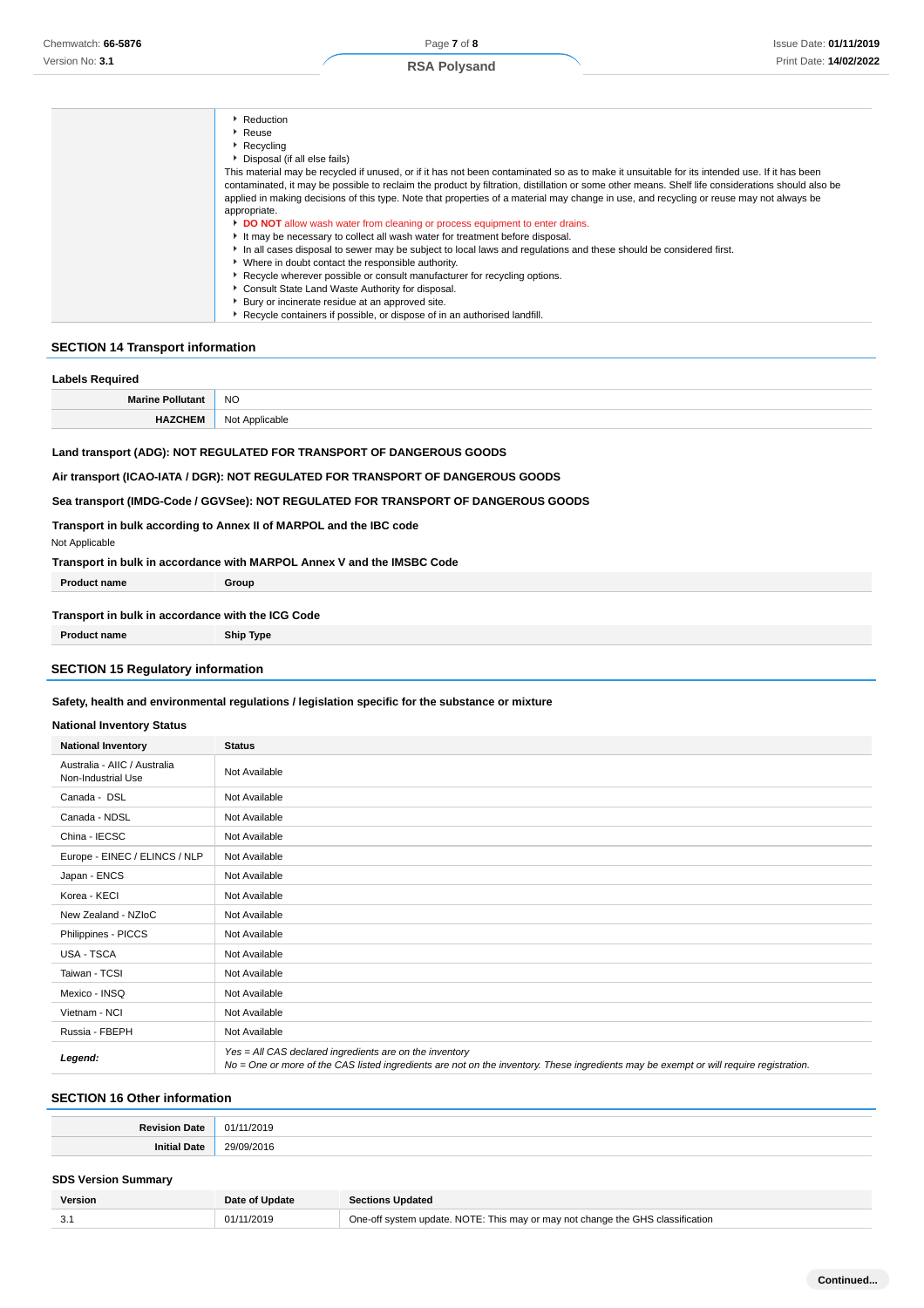| | |
|---|---|
| | - Reduction<br>- Reuse<br>- Recycling<br>- Disposal (if all else fails)<br>This material may be recycled if unused, or if it has not been contaminated so as to make it unsuitable for its intended use. If it has been contaminated, it may be possible to reclaim the product by filtration, distillation or some other means. Shelf life considerations should also be applied in making decisions of this type. Note that properties of a material may change in use, and recycling or reuse may not always be appropriate.<br>- **DO NOT** allow wash water from cleaning or process equipment to enter drains.<br>- It may be necessary to collect all wash water for treatment before disposal.<br>- In all cases disposal to sewer may be subject to local laws and regulations and these should be considered first.<br>- Where in doubt contact the responsible authority.<br>- Recycle wherever possible or consult manufacturer for recycling options.<br>- Consult State Land Waste Authority for disposal.<br>- Bury or incinerate residue at an approved site.<br>- Recycle containers if possible, or dispose of in an authorised landfill. |

## SECTION 14 Transport information

### Labels Required

| | |
|---|---|
| **Marine Pollutant** | NO |
| **HAZCHEM** | Not Applicable |

**Land transport (ADG): NOT REGULATED FOR TRANSPORT OF DANGEROUS GOODS**

**Air transport (ICAO-IATA / DGR): NOT REGULATED FOR TRANSPORT OF DANGEROUS GOODS**

**Sea transport (IMDG-Code / GGVSee): NOT REGULATED FOR TRANSPORT OF DANGEROUS GOODS**

**Transport in bulk according to Annex II of MARPOL and the IBC code**

Not Applicable

**Transport in bulk in accordance with MARPOL Annex V and the IMSBC Code**

| Product name | Group |
|---|---|

**Transport in bulk in accordance with the ICG Code**

| Product name | Ship Type |
|---|---|

## SECTION 15 Regulatory information

**Safety, health and environmental regulations / legislation specific for the substance or mixture**

### National Inventory Status

| National Inventory | Status |
|---|---|
| Australia - AIIC / Australia Non-Industrial Use | Not Available |
| Canada - DSL | Not Available |
| Canada - NDSL | Not Available |
| China - IECSC | Not Available |
| Europe - EINEC / ELINCS / NLP | Not Available |
| Japan - ENCS | Not Available |
| Korea - KECI | Not Available |
| New Zealand - NZIoC | Not Available |
| Philippines - PICCS | Not Available |
| USA - TSCA | Not Available |
| Taiwan - TCSI | Not Available |
| Mexico - INSQ | Not Available |
| Vietnam - NCI | Not Available |
| Russia - FBEPH | Not Available |
| ***Legend:*** | *Yes = All CAS declared ingredients are on the inventory*<br>*No = One or more of the CAS listed ingredients are not on the inventory. These ingredients may be exempt or will require registration.* |

## SECTION 16 Other information

| | |
|---|---|
| **Revision Date** | 01/11/2019 |
| **Initial Date** | 29/09/2016 |

### SDS Version Summary

| Version | Date of Update | Sections Updated |
|---|---|---|
| 3.1 | 01/11/2019 | One-off system update. NOTE: This may or may not change the GHS classification |

**Continued...**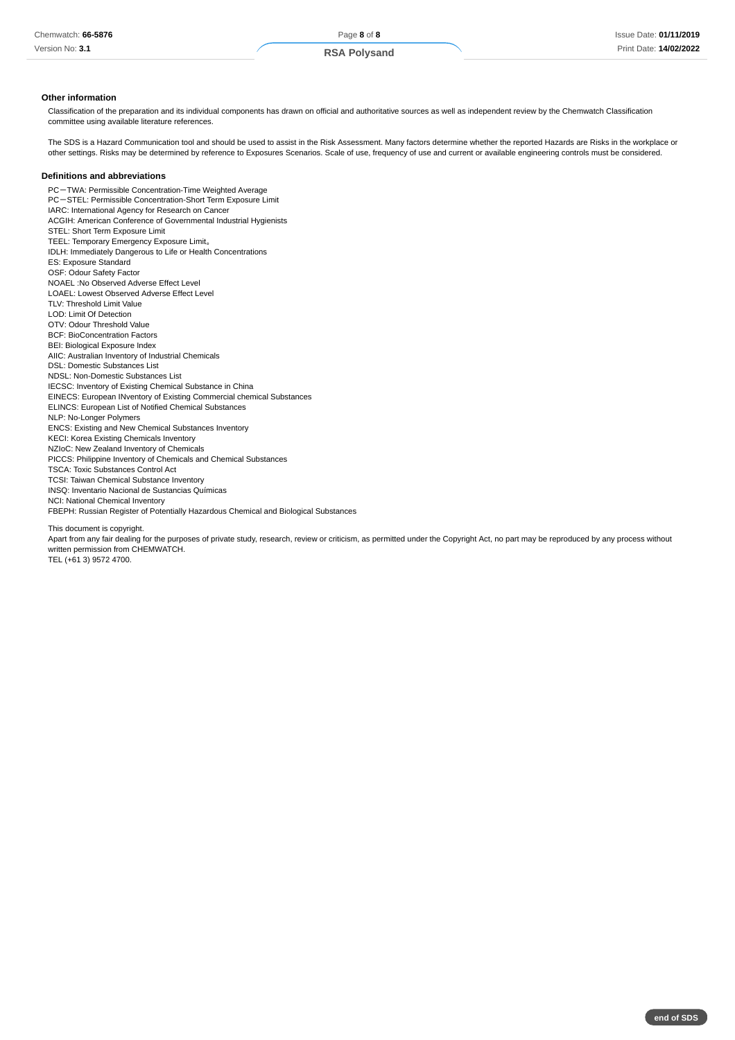### Other information

Classification of the preparation and its individual components has drawn on official and authoritative sources as well as independent review by the Chemwatch Classification committee using available literature references.

The SDS is a Hazard Communication tool and should be used to assist in the Risk Assessment. Many factors determine whether the reported Hazards are Risks in the workplace or other settings. Risks may be determined by reference to Exposures Scenarios. Scale of use, frequency of use and current or available engineering controls must be considered.

### Definitions and abbreviations

PC－TWA: Permissible Concentration-Time Weighted Average
PC－STEL: Permissible Concentration-Short Term Exposure Limit
IARC: International Agency for Research on Cancer
ACGIH: American Conference of Governmental Industrial Hygienists
STEL: Short Term Exposure Limit
TEEL: Temporary Emergency Exposure Limit。
IDLH: Immediately Dangerous to Life or Health Concentrations
ES: Exposure Standard
OSF: Odour Safety Factor
NOAEL :No Observed Adverse Effect Level
LOAEL: Lowest Observed Adverse Effect Level
TLV: Threshold Limit Value
LOD: Limit Of Detection
OTV: Odour Threshold Value
BCF: BioConcentration Factors
BEI: Biological Exposure Index
AIIC: Australian Inventory of Industrial Chemicals
DSL: Domestic Substances List
NDSL: Non-Domestic Substances List
IECSC: Inventory of Existing Chemical Substance in China
EINECS: European INventory of Existing Commercial chemical Substances
ELINCS: European List of Notified Chemical Substances
NLP: No-Longer Polymers
ENCS: Existing and New Chemical Substances Inventory
KECI: Korea Existing Chemicals Inventory
NZIoC: New Zealand Inventory of Chemicals
PICCS: Philippine Inventory of Chemicals and Chemical Substances
TSCA: Toxic Substances Control Act
TCSI: Taiwan Chemical Substance Inventory
INSQ: Inventario Nacional de Sustancias Químicas
NCI: National Chemical Inventory
FBEPH: Russian Register of Potentially Hazardous Chemical and Biological Substances

This document is copyright.
Apart from any fair dealing for the purposes of private study, research, review or criticism, as permitted under the Copyright Act, no part may be reproduced by any process without written permission from CHEMWATCH.
TEL (+61 3) 9572 4700.

end of SDS